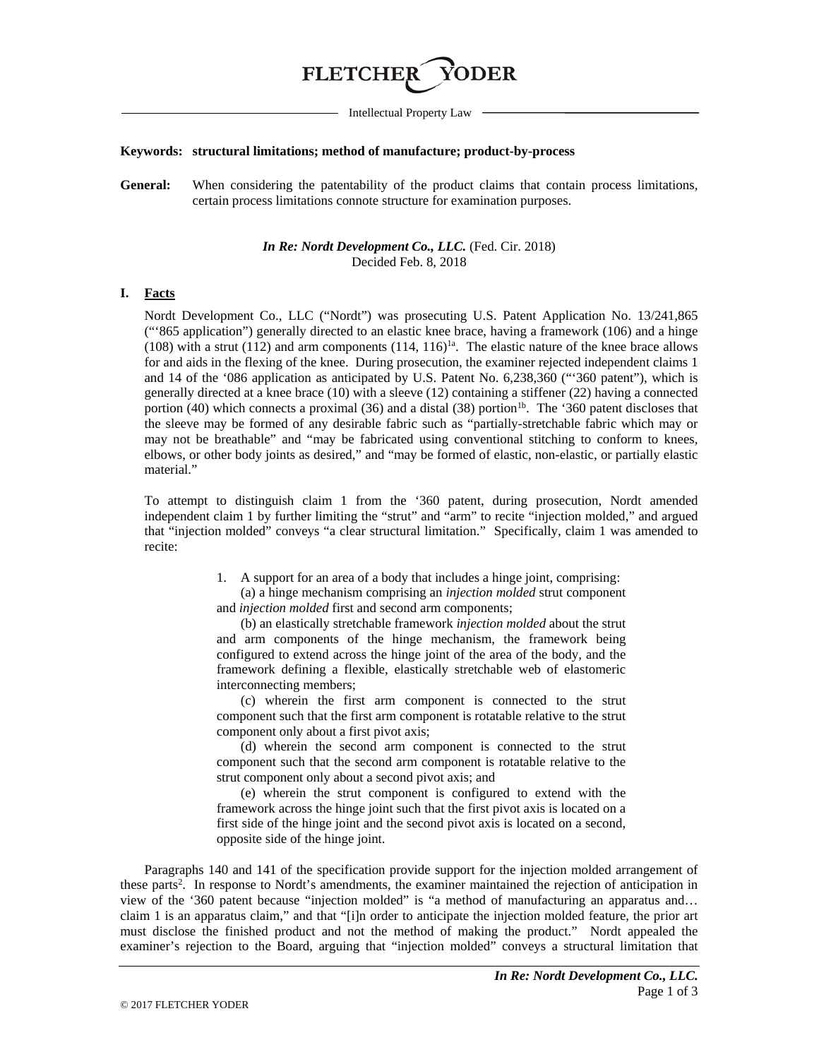FLETCHER YODER

Intellectual Property Law

**Keywords: structural limitations; method of manufacture; product-by-process**

**General:** When considering the patentability of the product claims that contain process limitations, certain process limitations connote structure for examination purposes.

***In Re: Nordt Development Co., LLC.*** (Fed. Cir. 2018)
Decided Feb. 8, 2018

## I. Facts

Nordt Development Co., LLC ("Nordt") was prosecuting U.S. Patent Application No. 13/241,865 ("'865 application") generally directed to an elastic knee brace, having a framework (106) and a hinge (108) with a strut (112) and arm components (114, 116)[1a]. The elastic nature of the knee brace allows for and aids in the flexing of the knee. During prosecution, the examiner rejected independent claims 1 and 14 of the '086 application as anticipated by U.S. Patent No. 6,238,360 ("'360 patent"), which is generally directed at a knee brace (10) with a sleeve (12) containing a stiffener (22) having a connected portion (40) which connects a proximal (36) and a distal (38) portion[1b]. The '360 patent discloses that the sleeve may be formed of any desirable fabric such as "partially-stretchable fabric which may or may not be breathable" and "may be fabricated using conventional stitching to conform to knees, elbows, or other body joints as desired," and "may be formed of elastic, non-elastic, or partially elastic material."

To attempt to distinguish claim 1 from the '360 patent, during prosecution, Nordt amended independent claim 1 by further limiting the "strut" and "arm" to recite "injection molded," and argued that "injection molded" conveys "a clear structural limitation." Specifically, claim 1 was amended to recite:

> 1. A support for an area of a body that includes a hinge joint, comprising:
>
> (a) a hinge mechanism comprising an *injection molded* strut component and *injection molded* first and second arm components;
>
> (b) an elastically stretchable framework *injection molded* about the strut and arm components of the hinge mechanism, the framework being configured to extend across the hinge joint of the area of the body, and the framework defining a flexible, elastically stretchable web of elastomeric interconnecting members;
>
> (c) wherein the first arm component is connected to the strut component such that the first arm component is rotatable relative to the strut component only about a first pivot axis;
>
> (d) wherein the second arm component is connected to the strut component such that the second arm component is rotatable relative to the strut component only about a second pivot axis; and
>
> (e) wherein the strut component is configured to extend with the framework across the hinge joint such that the first pivot axis is located on a first side of the hinge joint and the second pivot axis is located on a second, opposite side of the hinge joint.

Paragraphs 140 and 141 of the specification provide support for the injection molded arrangement of these parts[2]. In response to Nordt's amendments, the examiner maintained the rejection of anticipation in view of the '360 patent because "injection molded" is "a method of manufacturing an apparatus and… claim 1 is an apparatus claim," and that "[i]n order to anticipate the injection molded feature, the prior art must disclose the finished product and not the method of making the product." Nordt appealed the examiner's rejection to the Board, arguing that "injection molded" conveys a structural limitation that

© 2017 FLETCHER YODER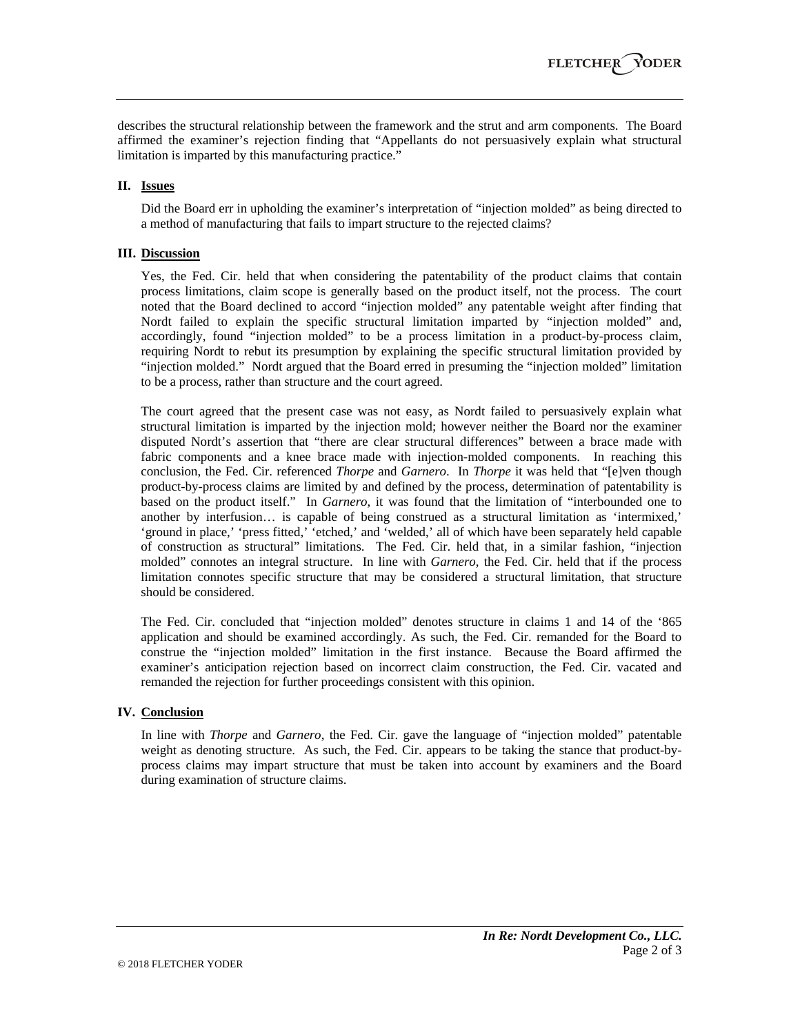describes the structural relationship between the framework and the strut and arm components. The Board affirmed the examiner's rejection finding that "Appellants do not persuasively explain what structural limitation is imparted by this manufacturing practice."

## II. Issues

Did the Board err in upholding the examiner's interpretation of "injection molded" as being directed to a method of manufacturing that fails to impart structure to the rejected claims?

## III. Discussion

Yes, the Fed. Cir. held that when considering the patentability of the product claims that contain process limitations, claim scope is generally based on the product itself, not the process. The court noted that the Board declined to accord "injection molded" any patentable weight after finding that Nordt failed to explain the specific structural limitation imparted by "injection molded" and, accordingly, found "injection molded" to be a process limitation in a product-by-process claim, requiring Nordt to rebut its presumption by explaining the specific structural limitation provided by "injection molded." Nordt argued that the Board erred in presuming the "injection molded" limitation to be a process, rather than structure and the court agreed.

The court agreed that the present case was not easy, as Nordt failed to persuasively explain what structural limitation is imparted by the injection mold; however neither the Board nor the examiner disputed Nordt's assertion that "there are clear structural differences" between a brace made with fabric components and a knee brace made with injection-molded components. In reaching this conclusion, the Fed. Cir. referenced *Thorpe* and *Garnero*. In *Thorpe* it was held that "[e]ven though product-by-process claims are limited by and defined by the process, determination of patentability is based on the product itself." In *Garnero*, it was found that the limitation of "interbounded one to another by interfusion… is capable of being construed as a structural limitation as 'intermixed,' 'ground in place,' 'press fitted,' 'etched,' and 'welded,' all of which have been separately held capable of construction as structural" limitations. The Fed. Cir. held that, in a similar fashion, "injection molded" connotes an integral structure. In line with *Garnero*, the Fed. Cir. held that if the process limitation connotes specific structure that may be considered a structural limitation, that structure should be considered.

The Fed. Cir. concluded that "injection molded" denotes structure in claims 1 and 14 of the '865 application and should be examined accordingly. As such, the Fed. Cir. remanded for the Board to construe the "injection molded" limitation in the first instance. Because the Board affirmed the examiner's anticipation rejection based on incorrect claim construction, the Fed. Cir. vacated and remanded the rejection for further proceedings consistent with this opinion.

## IV. Conclusion

In line with *Thorpe* and *Garnero*, the Fed. Cir. gave the language of "injection molded" patentable weight as denoting structure. As such, the Fed. Cir. appears to be taking the stance that product-by-process claims may impart structure that must be taken into account by examiners and the Board during examination of structure claims.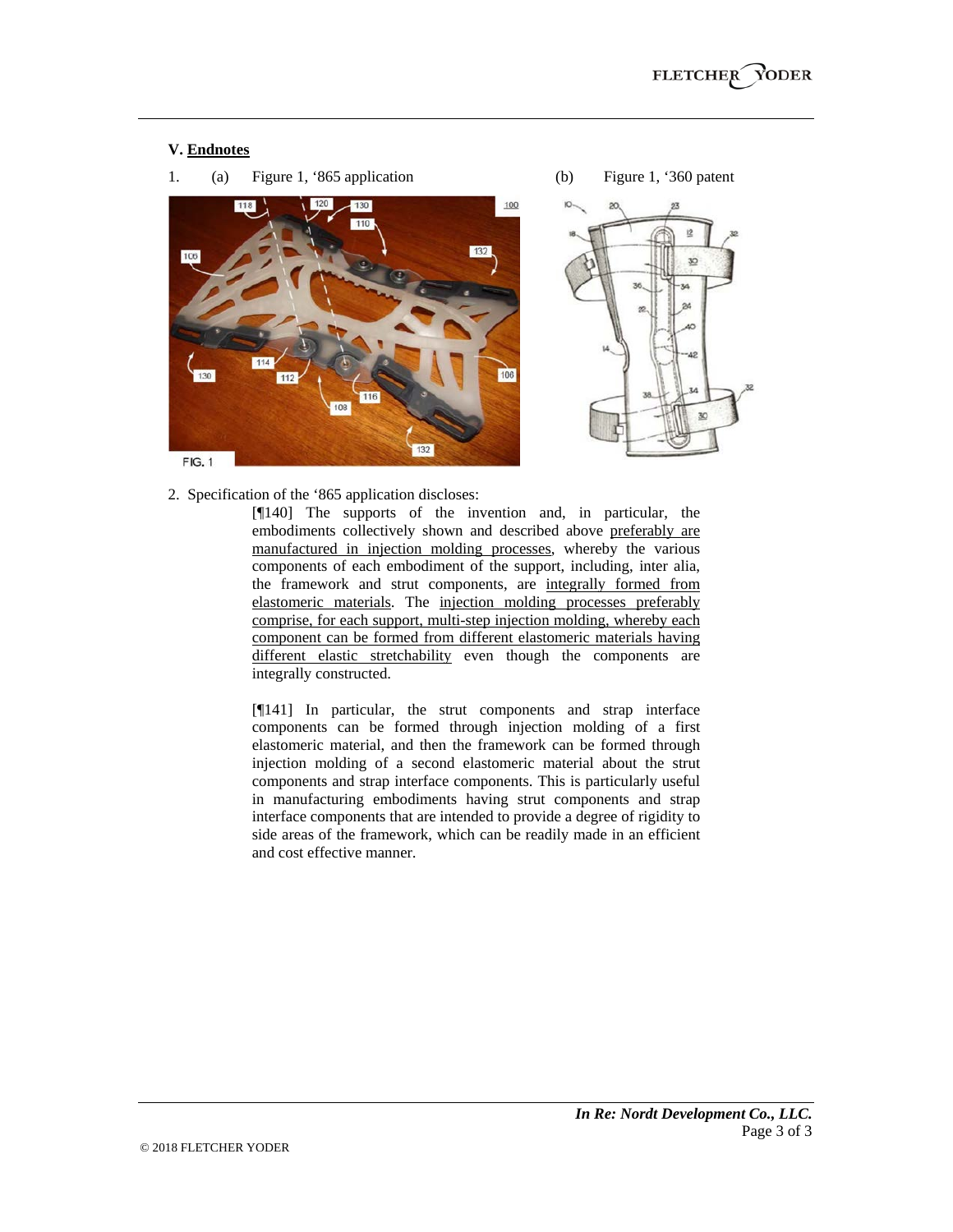## V. Endnotes

1. (a) Figure 1, '865 application (b) Figure 1, '360 patent

2. Specification of the '865 application discloses:

> [¶140] The supports of the invention and, in particular, the embodiments collectively shown and described above preferably are manufactured in injection molding processes, whereby the various components of each embodiment of the support, including, inter alia, the framework and strut components, are integrally formed from elastomeric materials. The injection molding processes preferably comprise, for each support, multi-step injection molding, whereby each component can be formed from different elastomeric materials having different elastic stretchability even though the components are integrally constructed.
>
> [¶141] In particular, the strut components and strap interface components can be formed through injection molding of a first elastomeric material, and then the framework can be formed through injection molding of a second elastomeric material about the strut components and strap interface components. This is particularly useful in manufacturing embodiments having strut components and strap interface components that are intended to provide a degree of rigidity to side areas of the framework, which can be readily made in an efficient and cost effective manner.

*In Re: Nordt Development Co., LLC.*

© 2018 FLETCHER YODER